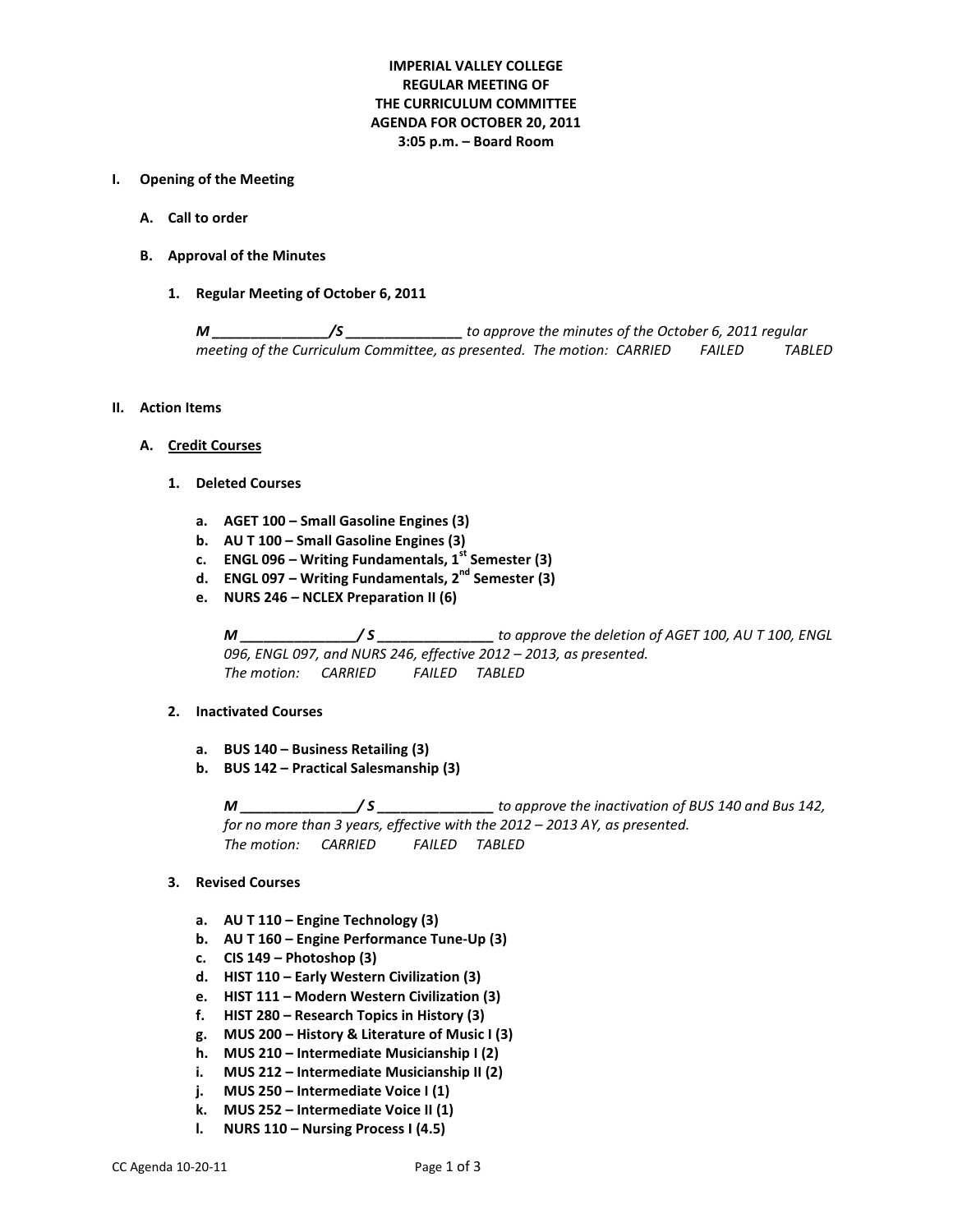**IMPERIAL VALLEY COLLEGE**
**REGULAR MEETING OF**
**THE CURRICULUM COMMITTEE**
**AGENDA FOR OCTOBER 20, 2011**
**3:05 p.m. – Board Room**

## I. Opening of the Meeting

### A. Call to order

### B. Approval of the Minutes

#### 1. Regular Meeting of October 6, 2011

***M _______________/S _______________*** *to approve the minutes of the October 6, 2011 regular meeting of the Curriculum Committee, as presented. The motion: CARRIED FAILED TABLED*

## II. Action Items

### A. <u>Credit Courses</u>

#### 1. Deleted Courses

a. **AGET 100 – Small Gasoline Engines (3)**
b. **AU T 100 – Small Gasoline Engines (3)**
c. **ENGL 096 – Writing Fundamentals, 1st Semester (3)**
d. **ENGL 097 – Writing Fundamentals, 2nd Semester (3)**
e. **NURS 246 – NCLEX Preparation II (6)**

***M _______________/ S _______________*** *to approve the deletion of AGET 100, AU T 100, ENGL 096, ENGL 097, and NURS 246, effective 2012 – 2013, as presented.*
*The motion: CARRIED FAILED TABLED*

#### 2. Inactivated Courses

a. **BUS 140 – Business Retailing (3)**
b. **BUS 142 – Practical Salesmanship (3)**

***M _______________/ S _______________*** *to approve the inactivation of BUS 140 and Bus 142, for no more than 3 years, effective with the 2012 – 2013 AY, as presented.*
*The motion: CARRIED FAILED TABLED*

#### 3. Revised Courses

a. **AU T 110 – Engine Technology (3)**
b. **AU T 160 – Engine Performance Tune-Up (3)**
c. **CIS 149 – Photoshop (3)**
d. **HIST 110 – Early Western Civilization (3)**
e. **HIST 111 – Modern Western Civilization (3)**
f. **HIST 280 – Research Topics in History (3)**
g. **MUS 200 – History & Literature of Music I (3)**
h. **MUS 210 – Intermediate Musicianship I (2)**
i. **MUS 212 – Intermediate Musicianship II (2)**
j. **MUS 250 – Intermediate Voice I (1)**
k. **MUS 252 – Intermediate Voice II (1)**
l. **NURS 110 – Nursing Process I (4.5)**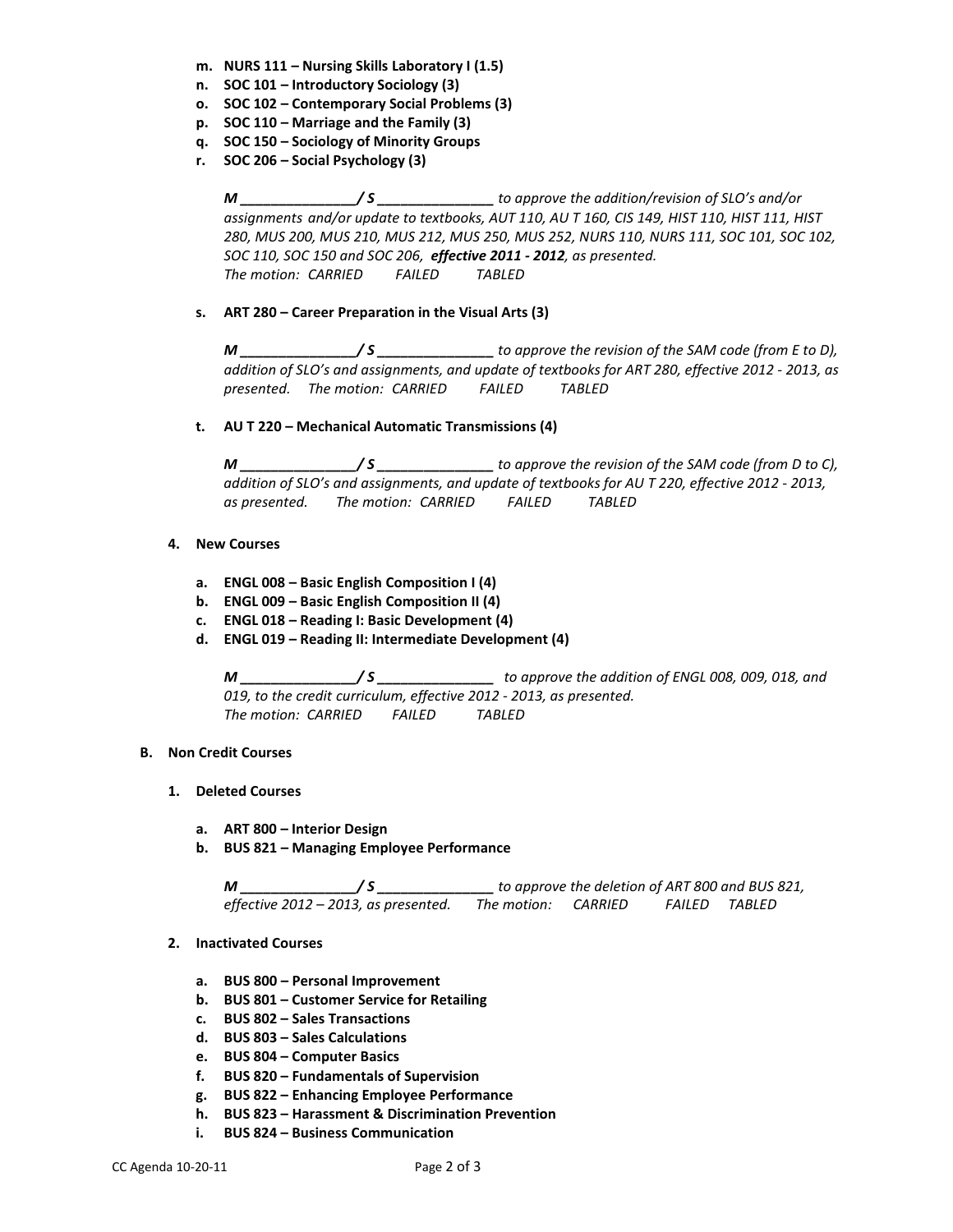m. **NURS 111 – Nursing Skills Laboratory I (1.5)**
n. **SOC 101 – Introductory Sociology (3)**
o. **SOC 102 – Contemporary Social Problems (3)**
p. **SOC 110 – Marriage and the Family (3)**
q. **SOC 150 – Sociology of Minority Groups**
r. **SOC 206 – Social Psychology (3)**

***M \_\_\_\_\_\_\_\_\_\_\_\_\_\_\_/ S \_\_\_\_\_\_\_\_\_\_\_\_\_\_\_*** *to approve the addition/revision of SLO's and/or assignments and/or update to textbooks, AUT 110, AU T 160, CIS 149, HIST 110, HIST 111, HIST 280, MUS 200, MUS 210, MUS 212, MUS 250, MUS 252, NURS 110, NURS 111, SOC 101, SOC 102, SOC 110, SOC 150 and SOC 206,* ***effective 2011 - 2012****, as presented.*
*The motion: CARRIED FAILED TABLED*

s. **ART 280 – Career Preparation in the Visual Arts (3)**

***M \_\_\_\_\_\_\_\_\_\_\_\_\_\_\_/ S \_\_\_\_\_\_\_\_\_\_\_\_\_\_\_*** *to approve the revision of the SAM code (from E to D), addition of SLO's and assignments, and update of textbooks for ART 280, effective 2012 - 2013, as presented. The motion: CARRIED FAILED TABLED*

t. **AU T 220 – Mechanical Automatic Transmissions (4)**

***M \_\_\_\_\_\_\_\_\_\_\_\_\_\_\_/ S \_\_\_\_\_\_\_\_\_\_\_\_\_\_\_*** *to approve the revision of the SAM code (from D to C), addition of SLO's and assignments, and update of textbooks for AU T 220, effective 2012 - 2013, as presented. The motion: CARRIED FAILED TABLED*

4. **New Courses**

a. **ENGL 008 – Basic English Composition I (4)**
b. **ENGL 009 – Basic English Composition II (4)**
c. **ENGL 018 – Reading I: Basic Development (4)**
d. **ENGL 019 – Reading II: Intermediate Development (4)**

***M \_\_\_\_\_\_\_\_\_\_\_\_\_\_\_/ S \_\_\_\_\_\_\_\_\_\_\_\_\_\_\_*** *to approve the addition of ENGL 008, 009, 018, and 019, to the credit curriculum, effective 2012 - 2013, as presented.*
*The motion: CARRIED FAILED TABLED*

B. **Non Credit Courses**

1. **Deleted Courses**

a. **ART 800 – Interior Design**
b. **BUS 821 – Managing Employee Performance**

***M \_\_\_\_\_\_\_\_\_\_\_\_\_\_\_/ S \_\_\_\_\_\_\_\_\_\_\_\_\_\_\_*** *to approve the deletion of ART 800 and BUS 821, effective 2012 – 2013, as presented. The motion: CARRIED FAILED TABLED*

2. **Inactivated Courses**

a. **BUS 800 – Personal Improvement**
b. **BUS 801 – Customer Service for Retailing**
c. **BUS 802 – Sales Transactions**
d. **BUS 803 – Sales Calculations**
e. **BUS 804 – Computer Basics**
f. **BUS 820 – Fundamentals of Supervision**
g. **BUS 822 – Enhancing Employee Performance**
h. **BUS 823 – Harassment & Discrimination Prevention**
i. **BUS 824 – Business Communication**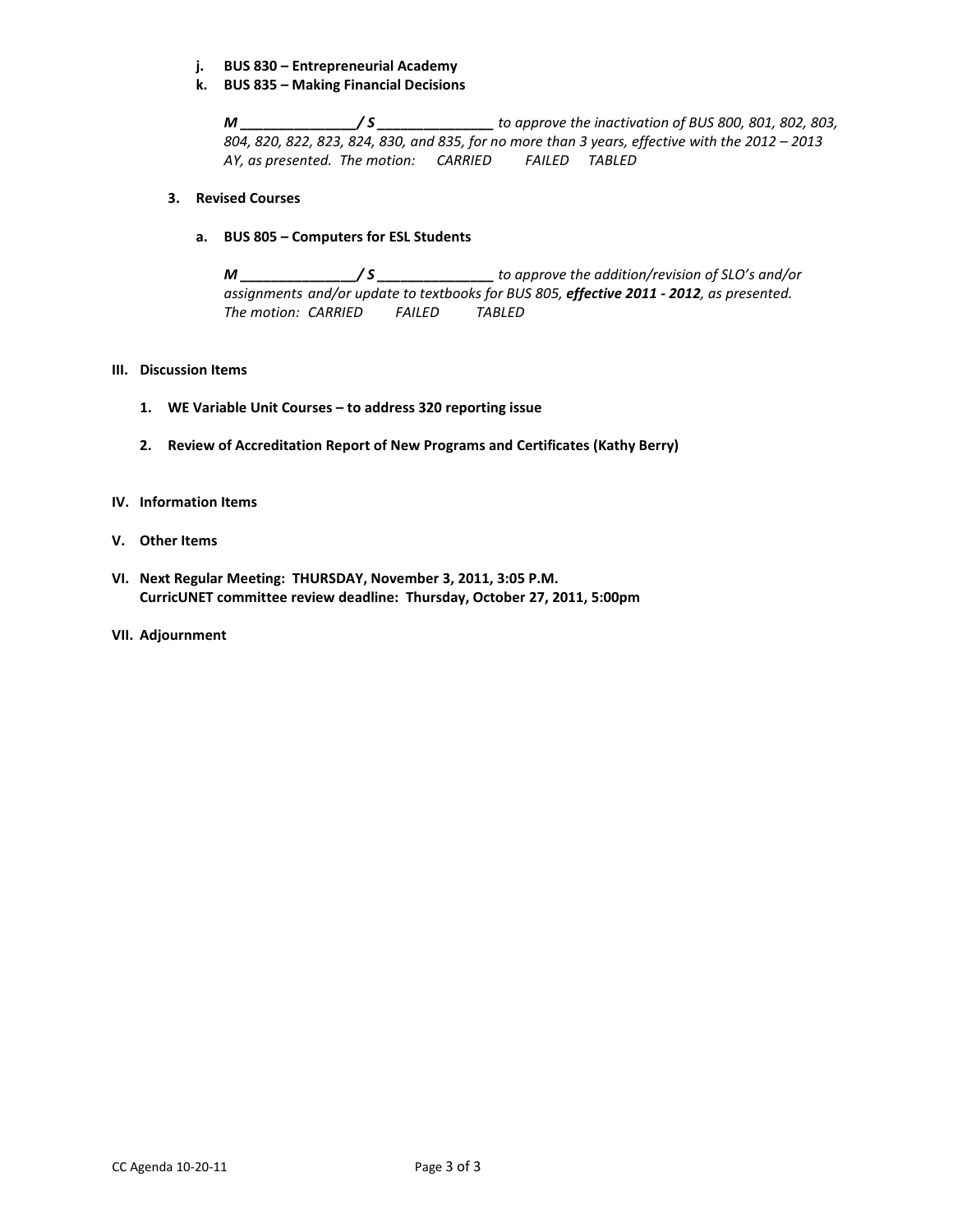j. **BUS 830 – Entrepreneurial Academy**
k. **BUS 835 – Making Financial Decisions**

***M _______________/ S _______________*** *to approve the inactivation of BUS 800, 801, 802, 803, 804, 820, 822, 823, 824, 830, and 835, for no more than 3 years, effective with the 2012 – 2013 AY, as presented. The motion: CARRIED FAILED TABLED*

3. **Revised Courses**

   a. **BUS 805 – Computers for ESL Students**

   ***M _______________/ S _______________*** *to approve the addition/revision of SLO's and/or assignments and/or update to textbooks for BUS 805,* ***effective 2011 - 2012****, as presented. The motion: CARRIED FAILED TABLED*

**III. Discussion Items**

1. **WE Variable Unit Courses – to address 320 reporting issue**
2. **Review of Accreditation Report of New Programs and Certificates (Kathy Berry)**

**IV. Information Items**

**V. Other Items**

**VI. Next Regular Meeting: THURSDAY, November 3, 2011, 3:05 P.M.**
**CurricUNET committee review deadline: Thursday, October 27, 2011, 5:00pm**

**VII. Adjournment**